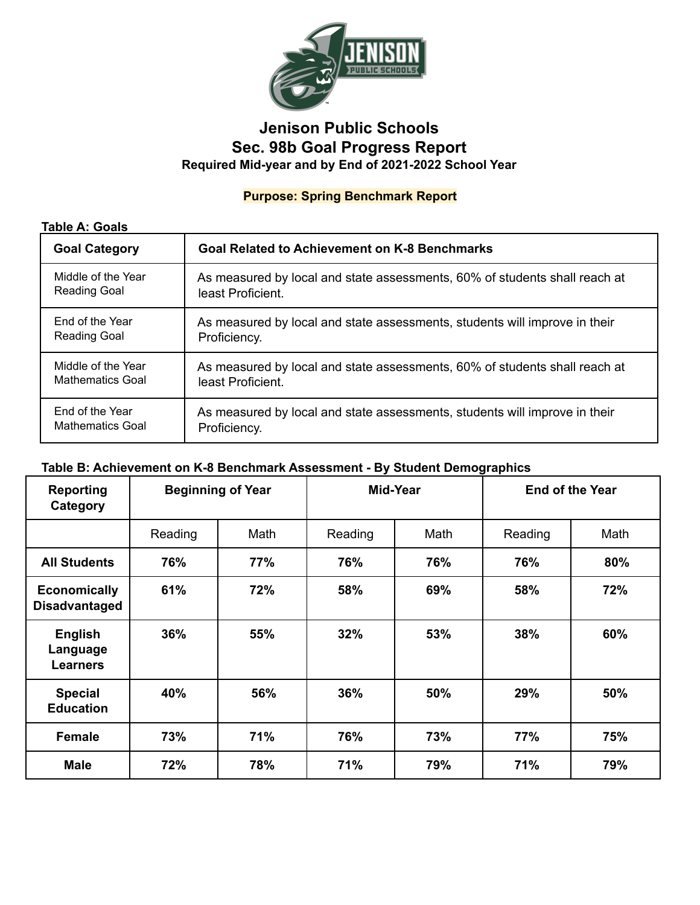# Jenison Public Schools

## Sec. 98b Goal Progress Report

**Required Mid-year and by End of 2021-2022 School Year**

**Purpose: Spring Benchmark Report**

**Table A: Goals**

| Goal Category | Goal Related to Achievement on K-8 Benchmarks |
|---|---|
| Middle of the Year Reading Goal | As measured by local and state assessments, 60% of students shall reach at least Proficient. |
| End of the Year Reading Goal | As measured by local and state assessments, students will improve in their Proficiency. |
| Middle of the Year Mathematics Goal | As measured by local and state assessments, 60% of students shall reach at least Proficient. |
| End of the Year Mathematics Goal | As measured by local and state assessments, students will improve in their Proficiency. |

**Table B: Achievement on K-8 Benchmark Assessment - By Student Demographics**

| Reporting Category | Beginning of Year | | Mid-Year | | End of the Year | |
|---|---|---|---|---|---|---|
| | Reading | Math | Reading | Math | Reading | Math |
| **All Students** | **76%** | **77%** | **76%** | **76%** | **76%** | **80%** |
| **Economically Disadvantaged** | **61%** | **72%** | **58%** | **69%** | **58%** | **72%** |
| **English Language Learners** | **36%** | **55%** | **32%** | **53%** | **38%** | **60%** |
| **Special Education** | **40%** | **56%** | **36%** | **50%** | **29%** | **50%** |
| **Female** | **73%** | **71%** | **76%** | **73%** | **77%** | **75%** |
| **Male** | **72%** | **78%** | **71%** | **79%** | **71%** | **79%** |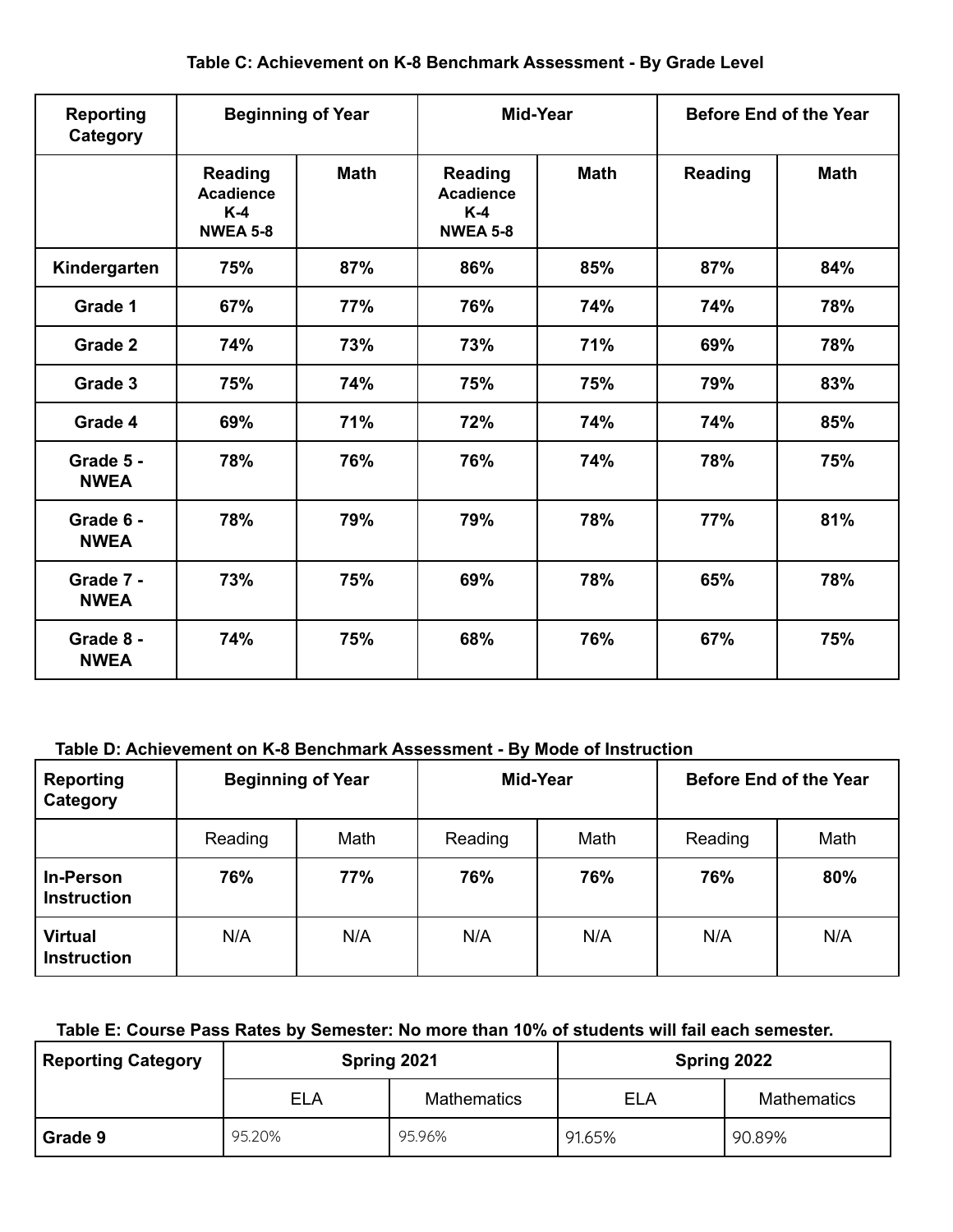**Table C: Achievement on K-8 Benchmark Assessment - By Grade Level**

| Reporting Category | Beginning of Year | | Mid-Year | | Before End of the Year | |
|---|---|---|---|---|---|---|
| | Reading Acadience K-4 NWEA 5-8 | Math | Reading Acadience K-4 NWEA 5-8 | Math | Reading | Math |
| **Kindergarten** | **75%** | **87%** | **86%** | **85%** | **87%** | **84%** |
| **Grade 1** | **67%** | **77%** | **76%** | **74%** | **74%** | **78%** |
| **Grade 2** | **74%** | **73%** | **73%** | **71%** | **69%** | **78%** |
| **Grade 3** | **75%** | **74%** | **75%** | **75%** | **79%** | **83%** |
| **Grade 4** | **69%** | **71%** | **72%** | **74%** | **74%** | **85%** |
| **Grade 5 - NWEA** | **78%** | **76%** | **76%** | **74%** | **78%** | **75%** |
| **Grade 6 - NWEA** | **78%** | **79%** | **79%** | **78%** | **77%** | **81%** |
| **Grade 7 - NWEA** | **73%** | **75%** | **69%** | **78%** | **65%** | **78%** |
| **Grade 8 - NWEA** | **74%** | **75%** | **68%** | **76%** | **67%** | **75%** |

**Table D: Achievement on K-8 Benchmark Assessment - By Mode of Instruction**

| Reporting Category | Beginning of Year | | Mid-Year | | Before End of the Year | |
|---|---|---|---|---|---|---|
| | Reading | Math | Reading | Math | Reading | Math |
| **In-Person Instruction** | **76%** | **77%** | **76%** | **76%** | **76%** | **80%** |
| **Virtual Instruction** | N/A | N/A | N/A | N/A | N/A | N/A |

**Table E: Course Pass Rates by Semester: No more than 10% of students will fail each semester.**

| Reporting Category | Spring 2021 | | Spring 2022 | |
|---|---|---|---|---|
| | ELA | Mathematics | ELA | Mathematics |
| **Grade 9** | 95.20% | 95.96% | 91.65% | 90.89% |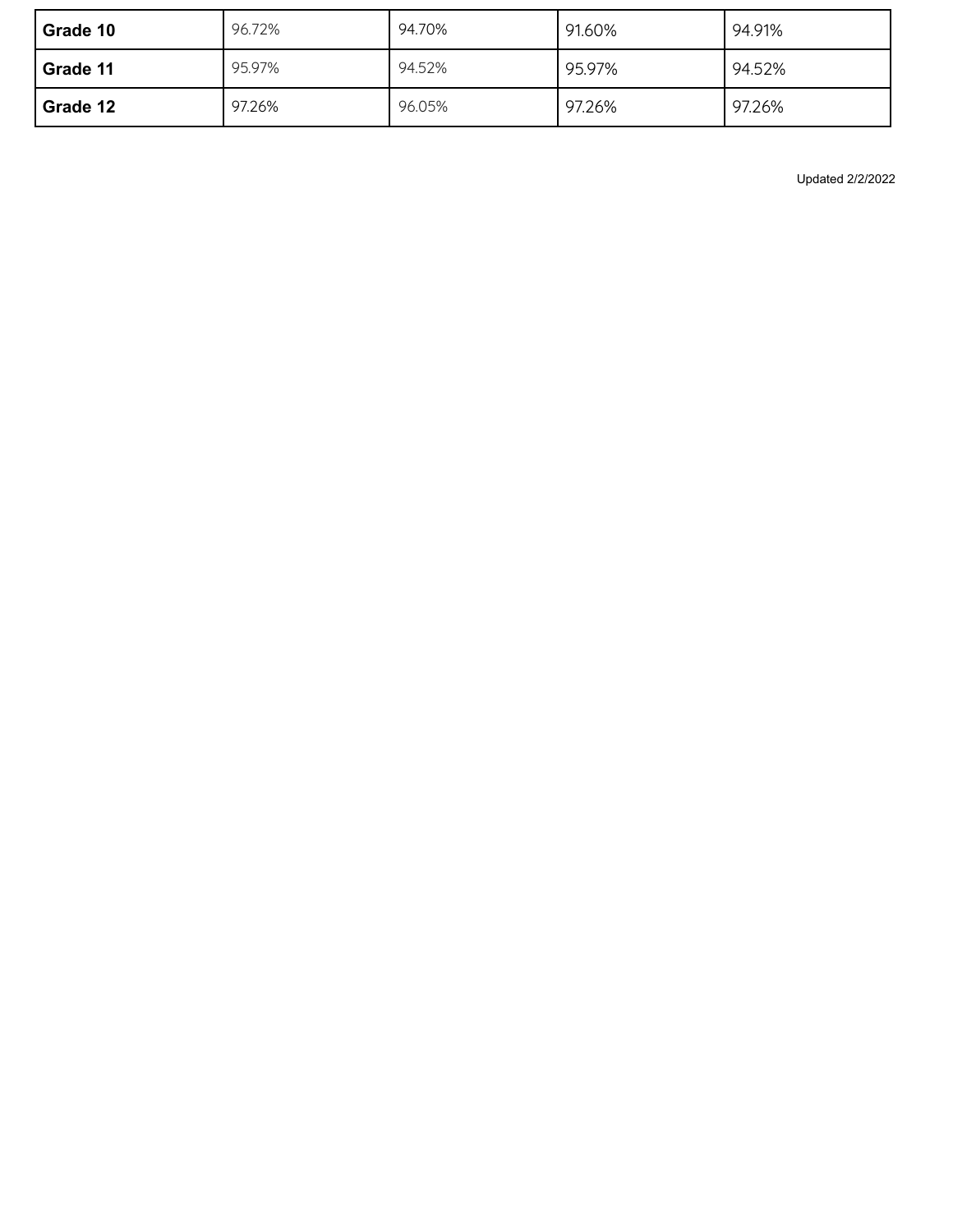| | | | | |
|---|---|---|---|---|
| **Grade 10** | 96.72% | 94.70% | 91.60% | 94.91% |
| **Grade 11** | 95.97% | 94.52% | 95.97% | 94.52% |
| **Grade 12** | 97.26% | 96.05% | 97.26% | 97.26% |

Updated 2/2/2022